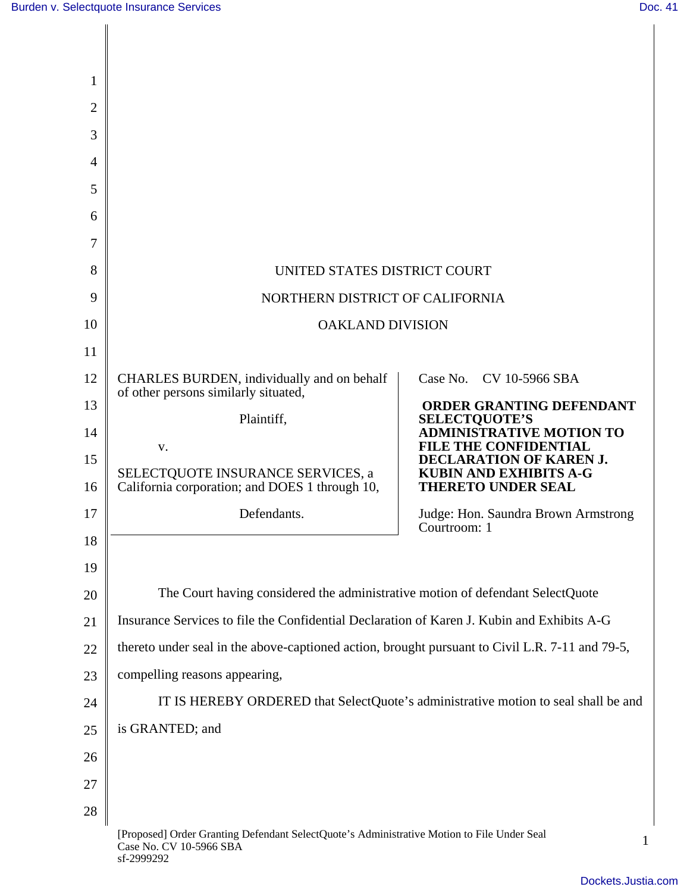UNITED STATES DISTRICT COURT

NORTHERN DISTRICT OF CALIFORNIA

OAKLAND DIVISION

| | |
|---|---|
| CHARLES BURDEN, individually and on behalf of other persons similarly situated,<br><br>Plaintiff,<br><br>v.<br><br>SELECTQUOTE INSURANCE SERVICES, a California corporation; and DOES 1 through 10,<br><br>Defendants. | Case No. CV 10-5966 SBA<br><br>**ORDER GRANTING DEFENDANT SELECTQUOTE'S ADMINISTRATIVE MOTION TO FILE THE CONFIDENTIAL DECLARATION OF KAREN J. KUBIN AND EXHIBITS A-G THERETO UNDER SEAL**<br><br>Judge: Hon. Saundra Brown Armstrong<br>Courtroom: 1 |

The Court having considered the administrative motion of defendant SelectQuote Insurance Services to file the Confidential Declaration of Karen J. Kubin and Exhibits A-G thereto under seal in the above-captioned action, brought pursuant to Civil L.R. 7-11 and 79-5, compelling reasons appearing,

IT IS HEREBY ORDERED that SelectQuote's administrative motion to seal shall be and is GRANTED; and

[Proposed] Order Granting Defendant SelectQuote's Administrative Motion to File Under Seal
Case No. CV 10-5966 SBA
sf-2999292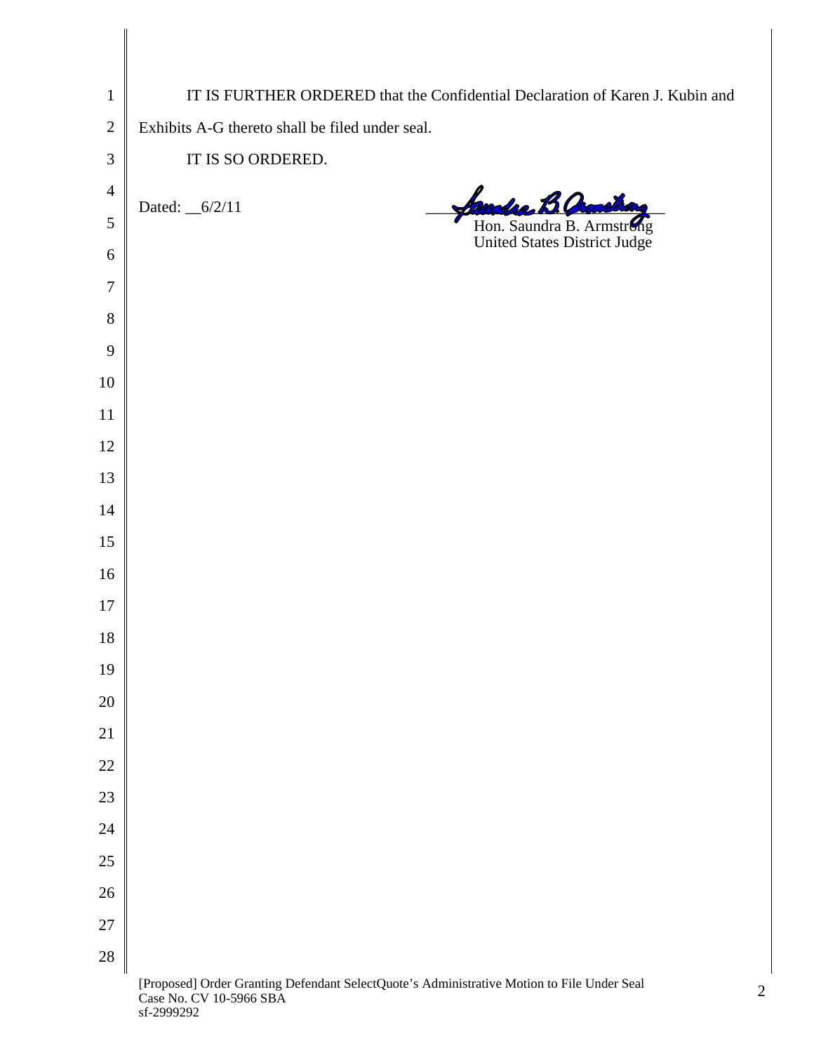IT IS FURTHER ORDERED that the Confidential Declaration of Karen J. Kubin and Exhibits A-G thereto shall be filed under seal.

IT IS SO ORDERED.

Dated: __6/2/11

Hon. Saundra B. Armstrong
United States District Judge